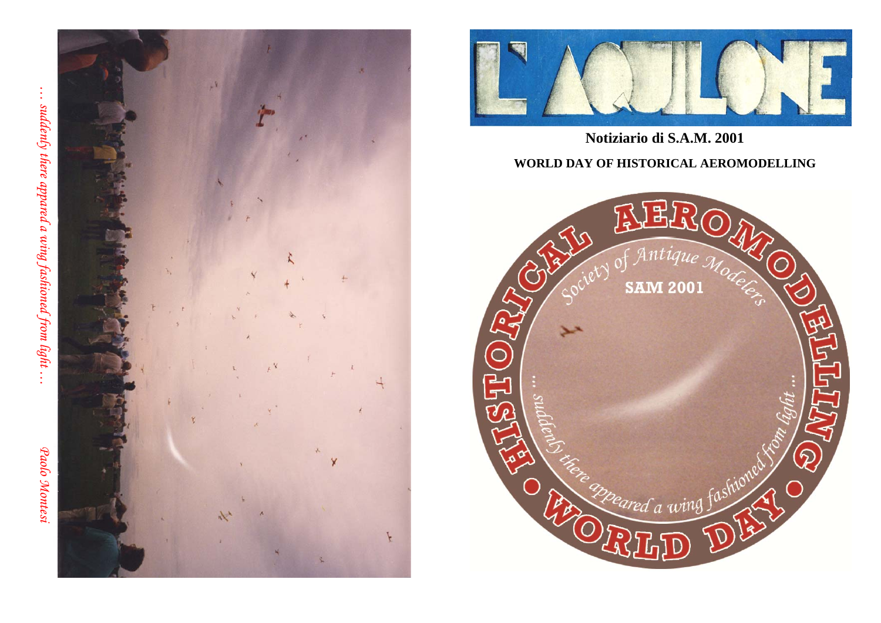*… suddenly there appeared a wing fashioned from light …*

*Paolo Montesi*

# L' AQUILONE

**Notiziario di S.A.M. 2001**

**WORLD DAY OF HISTORICAL AEROMODELLING**

HISTORICAL AEROMODELLING • WORLD DAY •

*Society of Antique Modelers*

**SAM 2001**

*… suddenly there appeared a wing fashioned from light …*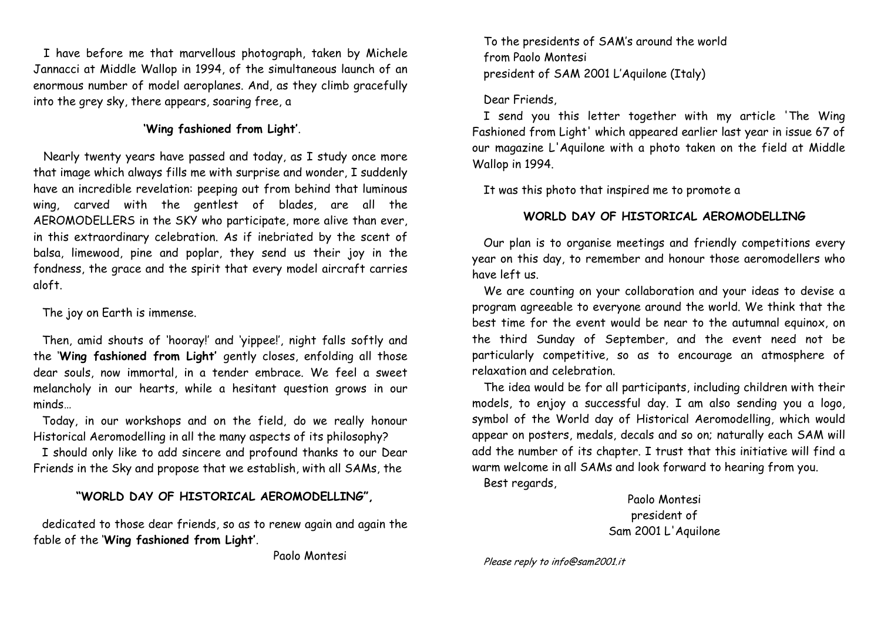I have before me that marvellous photograph, taken by Michele Jannacci at Middle Wallop in 1994, of the simultaneous launch of an enormous number of model aeroplanes. And, as they climb gracefully into the grey sky, there appears, soaring free, a

**'Wing fashioned from Light'**.

Nearly twenty years have passed and today, as I study once more that image which always fills me with surprise and wonder, I suddenly have an incredible revelation: peeping out from behind that luminous wing, carved with the gentlest of blades, are all the AEROMODELLERS in the SKY who participate, more alive than ever, in this extraordinary celebration. As if inebriated by the scent of balsa, limewood, pine and poplar, they send us their joy in the fondness, the grace and the spirit that every model aircraft carries aloft.

The joy on Earth is immense.

Then, amid shouts of 'hooray!' and 'yippee!', night falls softly and the '**Wing fashioned from Light'** gently closes, enfolding all those dear souls, now immortal, in a tender embrace. We feel a sweet melancholy in our hearts, while a hesitant question grows in our minds…

Today, in our workshops and on the field, do we really honour Historical Aeromodelling in all the many aspects of its philosophy?

I should only like to add sincere and profound thanks to our Dear Friends in the Sky and propose that we establish, with all SAMs, the

**"WORLD DAY OF HISTORICAL AEROMODELLING",**

dedicated to those dear friends, so as to renew again and again the fable of the '**Wing fashioned from Light'**.

Paolo Montesi

To the presidents of SAM's around the world
from Paolo Montesi
president of SAM 2001 L'Aquilone (Italy)

Dear Friends,

I send you this letter together with my article 'The Wing Fashioned from Light' which appeared earlier last year in issue 67 of our magazine L'Aquilone with a photo taken on the field at Middle Wallop in 1994.

It was this photo that inspired me to promote a

**WORLD DAY OF HISTORICAL AEROMODELLING**

Our plan is to organise meetings and friendly competitions every year on this day, to remember and honour those aeromodellers who have left us.

We are counting on your collaboration and your ideas to devise a program agreeable to everyone around the world. We think that the best time for the event would be near to the autumnal equinox, on the third Sunday of September, and the event need not be particularly competitive, so as to encourage an atmosphere of relaxation and celebration.

The idea would be for all participants, including children with their models, to enjoy a successful day. I am also sending you a logo, symbol of the World day of Historical Aeromodelling, which would appear on posters, medals, decals and so on; naturally each SAM will add the number of its chapter. I trust that this initiative will find a warm welcome in all SAMs and look forward to hearing from you.

Best regards,

Paolo Montesi
president of
Sam 2001 L'Aquilone

*Please reply to info@sam2001.it*